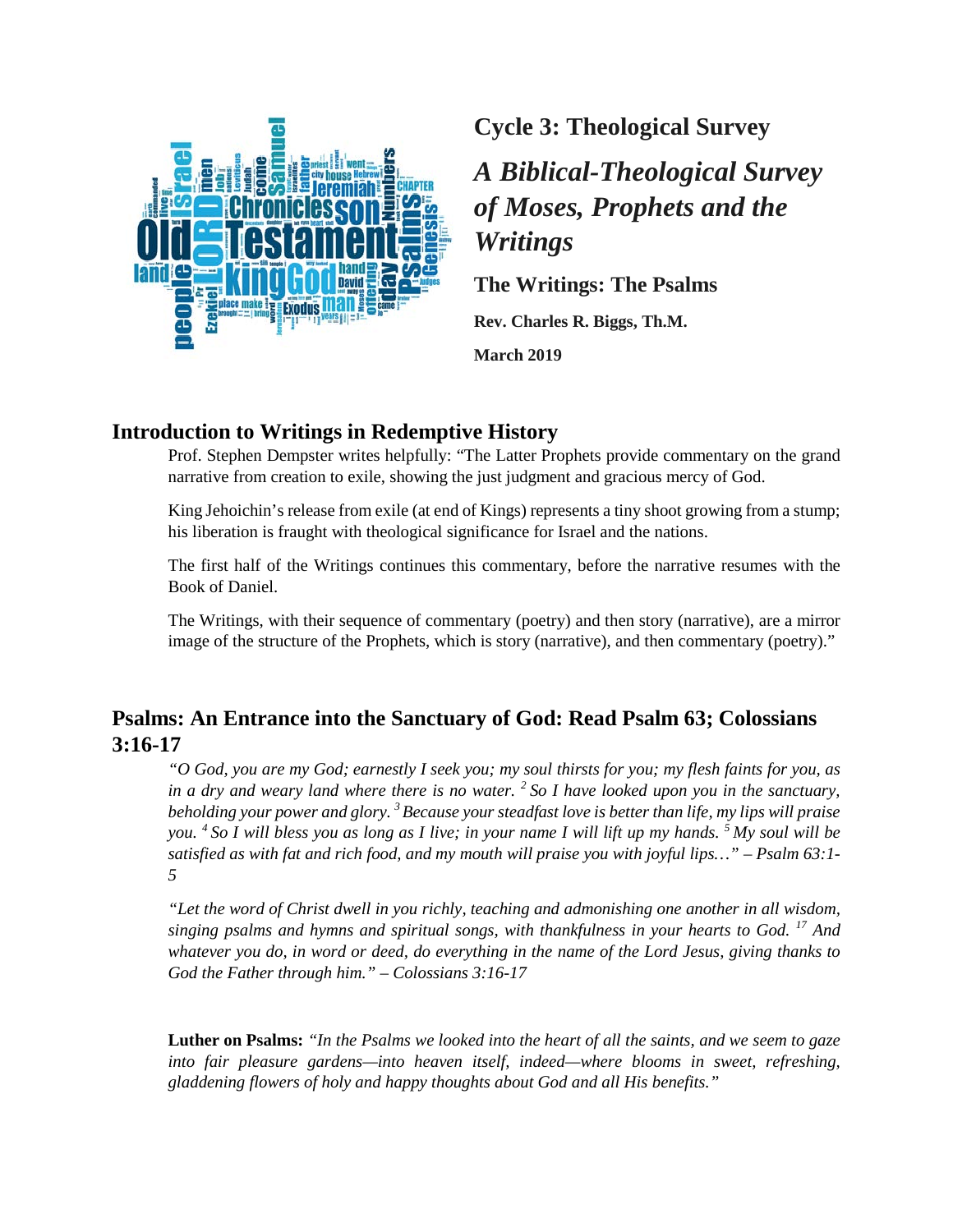## Cycle 3: Theological Survey

# *A Biblical-Theological Survey of Moses, Prophets and the Writings*

### The Writings: The Psalms

**Rev. Charles R. Biggs, Th.M.**

**March 2019**

## Introduction to Writings in Redemptive History

Prof. Stephen Dempster writes helpfully: "The Latter Prophets provide commentary on the grand narrative from creation to exile, showing the just judgment and gracious mercy of God.

King Jehoichin's release from exile (at end of Kings) represents a tiny shoot growing from a stump; his liberation is fraught with theological significance for Israel and the nations.

The first half of the Writings continues this commentary, before the narrative resumes with the Book of Daniel.

The Writings, with their sequence of commentary (poetry) and then story (narrative), are a mirror image of the structure of the Prophets, which is story (narrative), and then commentary (poetry)."

## Psalms: An Entrance into the Sanctuary of God: Read Psalm 63; Colossians 3:16-17

*"O God, you are my God; earnestly I seek you; my soul thirsts for you; my flesh faints for you, as in a dry and weary land where there is no water. [2] So I have looked upon you in the sanctuary, beholding your power and glory. [3] Because your steadfast love is better than life, my lips will praise you. [4] So I will bless you as long as I live; in your name I will lift up my hands. [5] My soul will be satisfied as with fat and rich food, and my mouth will praise you with joyful lips…" – Psalm 63:1-5*

*"Let the word of Christ dwell in you richly, teaching and admonishing one another in all wisdom, singing psalms and hymns and spiritual songs, with thankfulness in your hearts to God. [17] And whatever you do, in word or deed, do everything in the name of the Lord Jesus, giving thanks to God the Father through him." – Colossians 3:16-17*

**Luther on Psalms:** *"In the Psalms we looked into the heart of all the saints, and we seem to gaze into fair pleasure gardens—into heaven itself, indeed—where blooms in sweet, refreshing, gladdening flowers of holy and happy thoughts about God and all His benefits."*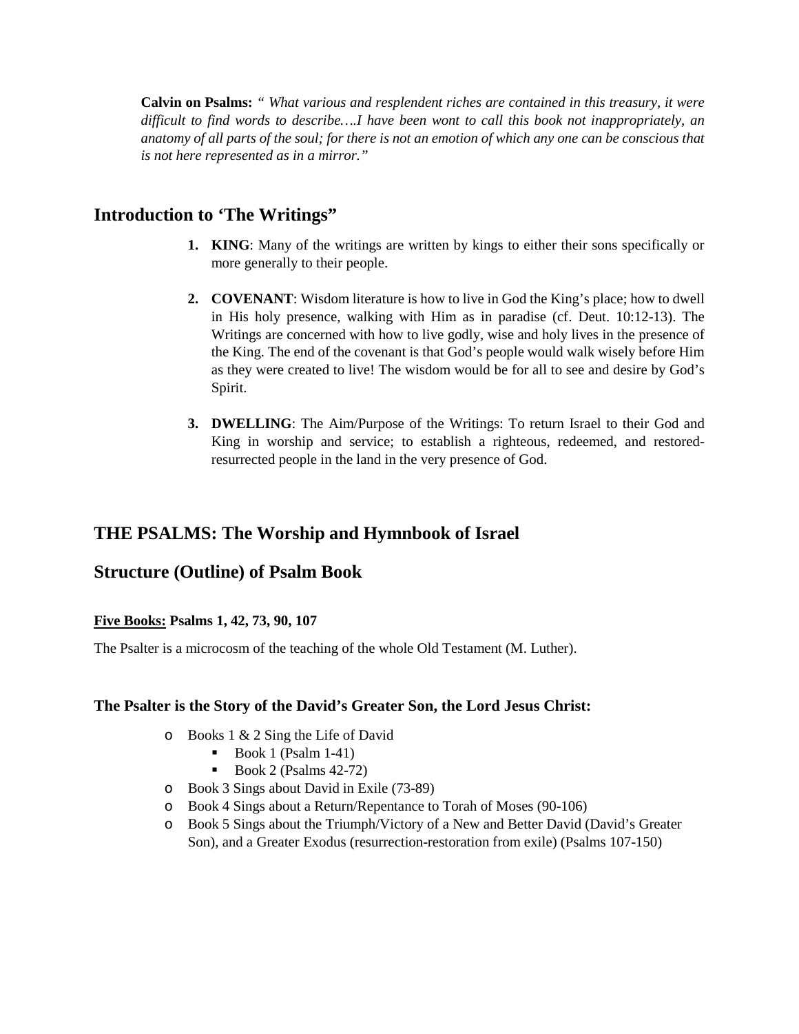**Calvin on Psalms:** *" What various and resplendent riches are contained in this treasury, it were difficult to find words to describe….I have been wont to call this book not inappropriately, an anatomy of all parts of the soul; for there is not an emotion of which any one can be conscious that is not here represented as in a mirror."*

## Introduction to 'The Writings"

1. **KING**: Many of the writings are written by kings to either their sons specifically or more generally to their people.

2. **COVENANT**: Wisdom literature is how to live in God the King's place; how to dwell in His holy presence, walking with Him as in paradise (cf. Deut. 10:12-13). The Writings are concerned with how to live godly, wise and holy lives in the presence of the King. The end of the covenant is that God's people would walk wisely before Him as they were created to live! The wisdom would be for all to see and desire by God's Spirit.

3. **DWELLING**: The Aim/Purpose of the Writings: To return Israel to their God and King in worship and service; to establish a righteous, redeemed, and restored-resurrected people in the land in the very presence of God.

## THE PSALMS: The Worship and Hymnbook of Israel

## Structure (Outline) of Psalm Book

**Five Books: Psalms 1, 42, 73, 90, 107**

The Psalter is a microcosm of the teaching of the whole Old Testament (M. Luther).

### The Psalter is the Story of the David's Greater Son, the Lord Jesus Christ:

- Books 1 & 2 Sing the Life of David
  - Book 1 (Psalm 1-41)
  - Book 2 (Psalms 42-72)
- Book 3 Sings about David in Exile (73-89)
- Book 4 Sings about a Return/Repentance to Torah of Moses (90-106)
- Book 5 Sings about the Triumph/Victory of a New and Better David (David's Greater Son), and a Greater Exodus (resurrection-restoration from exile) (Psalms 107-150)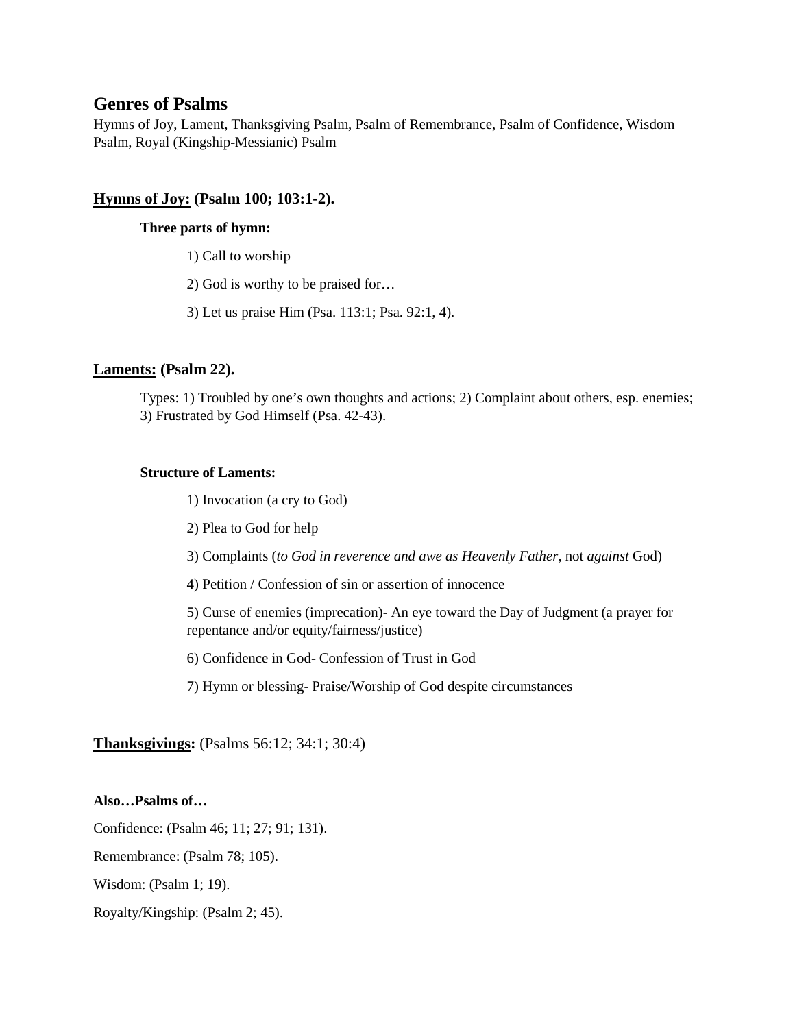## Genres of Psalms

Hymns of Joy, Lament, Thanksgiving Psalm, Psalm of Remembrance, Psalm of Confidence, Wisdom Psalm, Royal (Kingship-Messianic) Psalm

### <u>Hymns of Joy:</u> (Psalm 100; 103:1-2).

**Three parts of hymn:**

1) Call to worship

2) God is worthy to be praised for…

3) Let us praise Him (Psa. 113:1; Psa. 92:1, 4).

### <u>Laments:</u> (Psalm 22).

Types: 1) Troubled by one's own thoughts and actions; 2) Complaint about others, esp. enemies; 3) Frustrated by God Himself (Psa. 42-43).

**Structure of Laments:**

1) Invocation (a cry to God)

2) Plea to God for help

3) Complaints (*to God in reverence and awe as Heavenly Father,* not *against* God)

4) Petition / Confession of sin or assertion of innocence

5) Curse of enemies (imprecation)- An eye toward the Day of Judgment (a prayer for repentance and/or equity/fairness/justice)

6) Confidence in God- Confession of Trust in God

7) Hymn or blessing- Praise/Worship of God despite circumstances

**<u>Thanksgivings</u>:** (Psalms 56:12; 34:1; 30:4)

**Also…Psalms of…**

Confidence: (Psalm 46; 11; 27; 91; 131).

Remembrance: (Psalm 78; 105).

Wisdom: (Psalm 1; 19).

Royalty/Kingship: (Psalm 2; 45).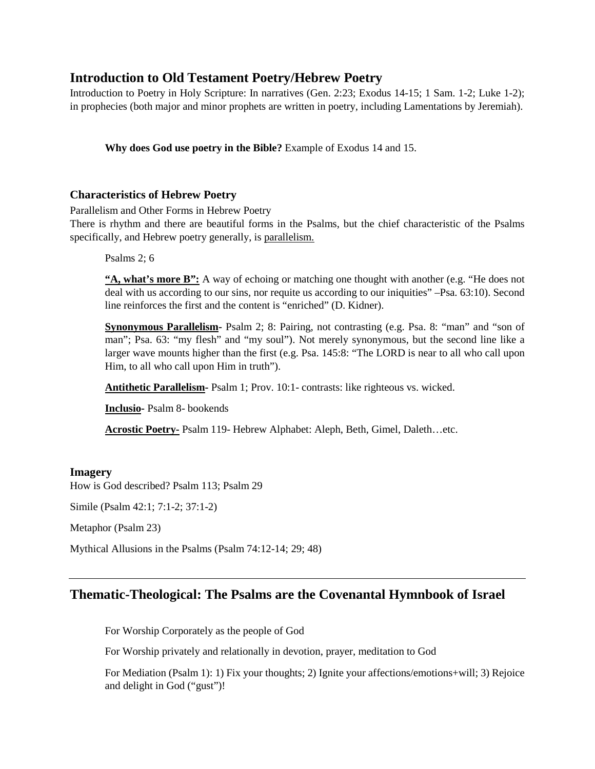## Introduction to Old Testament Poetry/Hebrew Poetry

Introduction to Poetry in Holy Scripture: In narratives (Gen. 2:23; Exodus 14-15; 1 Sam. 1-2; Luke 1-2); in prophecies (both major and minor prophets are written in poetry, including Lamentations by Jeremiah).

**Why does God use poetry in the Bible?** Example of Exodus 14 and 15.

### Characteristics of Hebrew Poetry

Parallelism and Other Forms in Hebrew Poetry

There is rhythm and there are beautiful forms in the Psalms, but the chief characteristic of the Psalms specifically, and Hebrew poetry generally, is <u>parallelism.</u>

Psalms 2; 6

**<u>"A, what's more B":</u>** A way of echoing or matching one thought with another (e.g. "He does not deal with us according to our sins, nor requite us according to our iniquities" –Psa. 63:10). Second line reinforces the first and the content is "enriched" (D. Kidner).

**<u>Synonymous Parallelism</u>-** Psalm 2; 8: Pairing, not contrasting (e.g. Psa. 8: "man" and "son of man"; Psa. 63: "my flesh" and "my soul"). Not merely synonymous, but the second line like a larger wave mounts higher than the first (e.g. Psa. 145:8: "The LORD is near to all who call upon Him, to all who call upon Him in truth").

**<u>Antithetic Parallelism</u>-** Psalm 1; Prov. 10:1- contrasts: like righteous vs. wicked.

**<u>Inclusio</u>-** Psalm 8- bookends

**<u>Acrostic Poetry-</u>** Psalm 119- Hebrew Alphabet: Aleph, Beth, Gimel, Daleth…etc.

### Imagery

How is God described? Psalm 113; Psalm 29

Simile (Psalm 42:1; 7:1-2; 37:1-2)

Metaphor (Psalm 23)

Mythical Allusions in the Psalms (Psalm 74:12-14; 29; 48)

---

## Thematic-Theological: The Psalms are the Covenantal Hymnbook of Israel

For Worship Corporately as the people of God

For Worship privately and relationally in devotion, prayer, meditation to God

For Mediation (Psalm 1): 1) Fix your thoughts; 2) Ignite your affections/emotions+will; 3) Rejoice and delight in God ("gust")!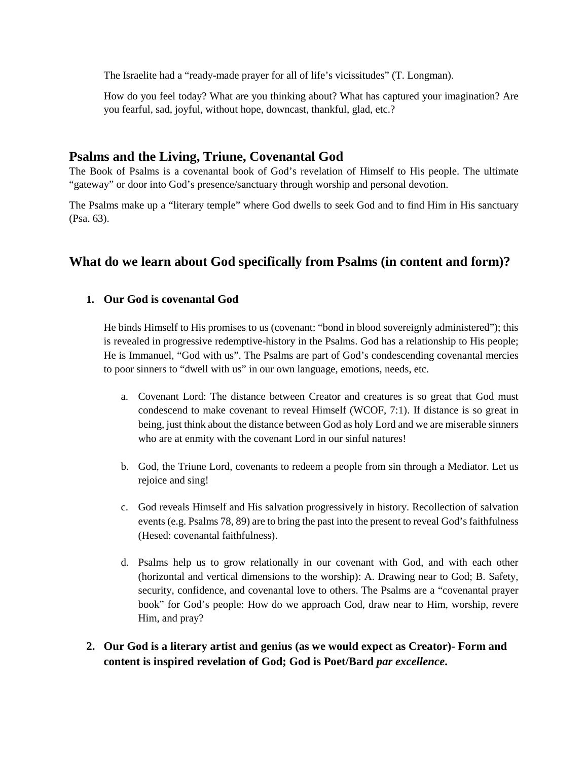The Israelite had a "ready-made prayer for all of life's vicissitudes" (T. Longman).

How do you feel today? What are you thinking about? What has captured your imagination? Are you fearful, sad, joyful, without hope, downcast, thankful, glad, etc.?

## Psalms and the Living, Triune, Covenantal God

The Book of Psalms is a covenantal book of God's revelation of Himself to His people. The ultimate "gateway" or door into God's presence/sanctuary through worship and personal devotion.

The Psalms make up a "literary temple" where God dwells to seek God and to find Him in His sanctuary (Psa. 63).

## What do we learn about God specifically from Psalms (in content and form)?

1. **Our God is covenantal God**

   He binds Himself to His promises to us (covenant: "bond in blood sovereignly administered"); this is revealed in progressive redemptive-history in the Psalms. God has a relationship to His people; He is Immanuel, "God with us". The Psalms are part of God's condescending covenantal mercies to poor sinners to "dwell with us" in our own language, emotions, needs, etc.

   a. Covenant Lord: The distance between Creator and creatures is so great that God must condescend to make covenant to reveal Himself (WCOF, 7:1). If distance is so great in being, just think about the distance between God as holy Lord and we are miserable sinners who are at enmity with the covenant Lord in our sinful natures!

   b. God, the Triune Lord, covenants to redeem a people from sin through a Mediator. Let us rejoice and sing!

   c. God reveals Himself and His salvation progressively in history. Recollection of salvation events (e.g. Psalms 78, 89) are to bring the past into the present to reveal God's faithfulness (Hesed: covenantal faithfulness).

   d. Psalms help us to grow relationally in our covenant with God, and with each other (horizontal and vertical dimensions to the worship): A. Drawing near to God; B. Safety, security, confidence, and covenantal love to others. The Psalms are a "covenantal prayer book" for God's people: How do we approach God, draw near to Him, worship, revere Him, and pray?

2. **Our God is a literary artist and genius (as we would expect as Creator)- Form and content is inspired revelation of God; God is Poet/Bard *par excellence*.**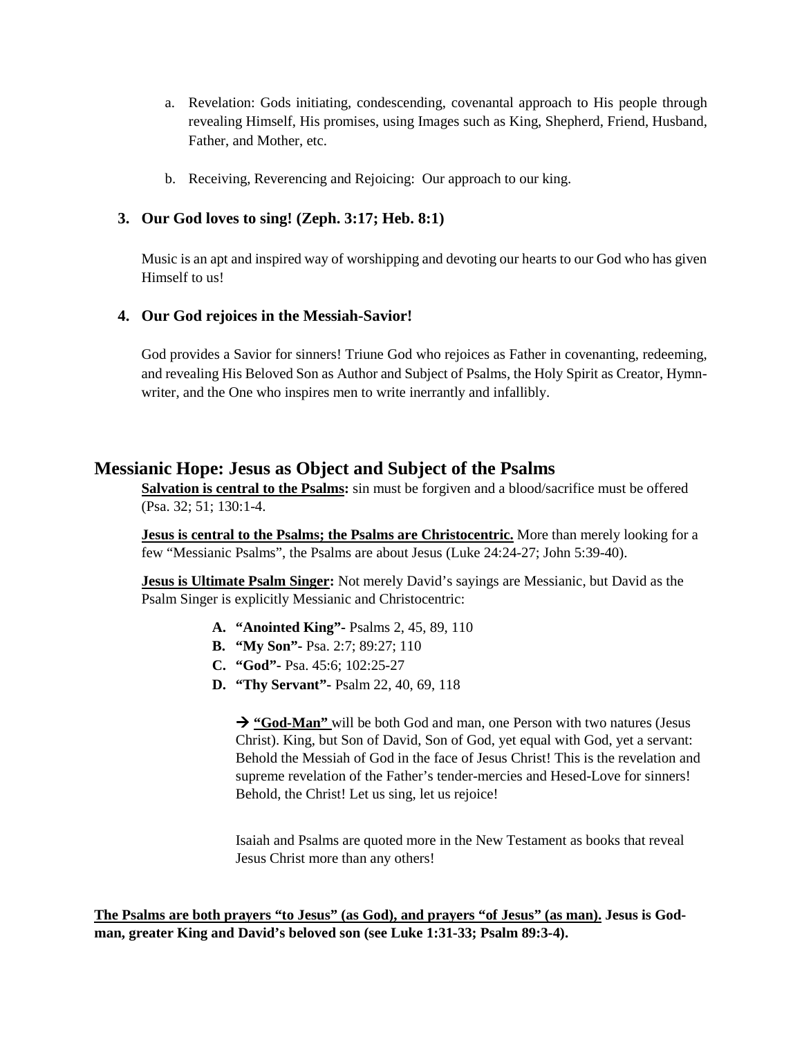a. Revelation: Gods initiating, condescending, covenantal approach to His people through revealing Himself, His promises, using Images such as King, Shepherd, Friend, Husband, Father, and Mother, etc.

b. Receiving, Reverencing and Rejoicing: Our approach to our king.

### 3. Our God loves to sing! (Zeph. 3:17; Heb. 8:1)

Music is an apt and inspired way of worshipping and devoting our hearts to our God who has given Himself to us!

### 4. Our God rejoices in the Messiah-Savior!

God provides a Savior for sinners! Triune God who rejoices as Father in covenanting, redeeming, and revealing His Beloved Son as Author and Subject of Psalms, the Holy Spirit as Creator, Hymn-writer, and the One who inspires men to write inerrantly and infallibly.

## Messianic Hope: Jesus as Object and Subject of the Psalms

**<u>Salvation is central to the Psalms</u>:** sin must be forgiven and a blood/sacrifice must be offered (Psa. 32; 51; 130:1-4.

**<u>Jesus is central to the Psalms; the Psalms are Christocentric.</u>** More than merely looking for a few "Messianic Psalms", the Psalms are about Jesus (Luke 24:24-27; John 5:39-40).

**<u>Jesus is Ultimate Psalm Singer</u>:** Not merely David's sayings are Messianic, but David as the Psalm Singer is explicitly Messianic and Christocentric:

A. **"Anointed King"-** Psalms 2, 45, 89, 110
B. **"My Son"-** Psa. 2:7; 89:27; 110
C. **"God"-** Psa. 45:6; 102:25-27
D. **"Thy Servant"-** Psalm 22, 40, 69, 118

→ **<u>"God-Man"</u>** will be both God and man, one Person with two natures (Jesus Christ). King, but Son of David, Son of God, yet equal with God, yet a servant: Behold the Messiah of God in the face of Jesus Christ! This is the revelation and supreme revelation of the Father's tender-mercies and Hesed-Love for sinners! Behold, the Christ! Let us sing, let us rejoice!

Isaiah and Psalms are quoted more in the New Testament as books that reveal Jesus Christ more than any others!

**<u>The Psalms are both prayers "to Jesus" (as God), and prayers "of Jesus" (as man).</u> Jesus is God-man, greater King and David's beloved son (see Luke 1:31-33; Psalm 89:3-4).**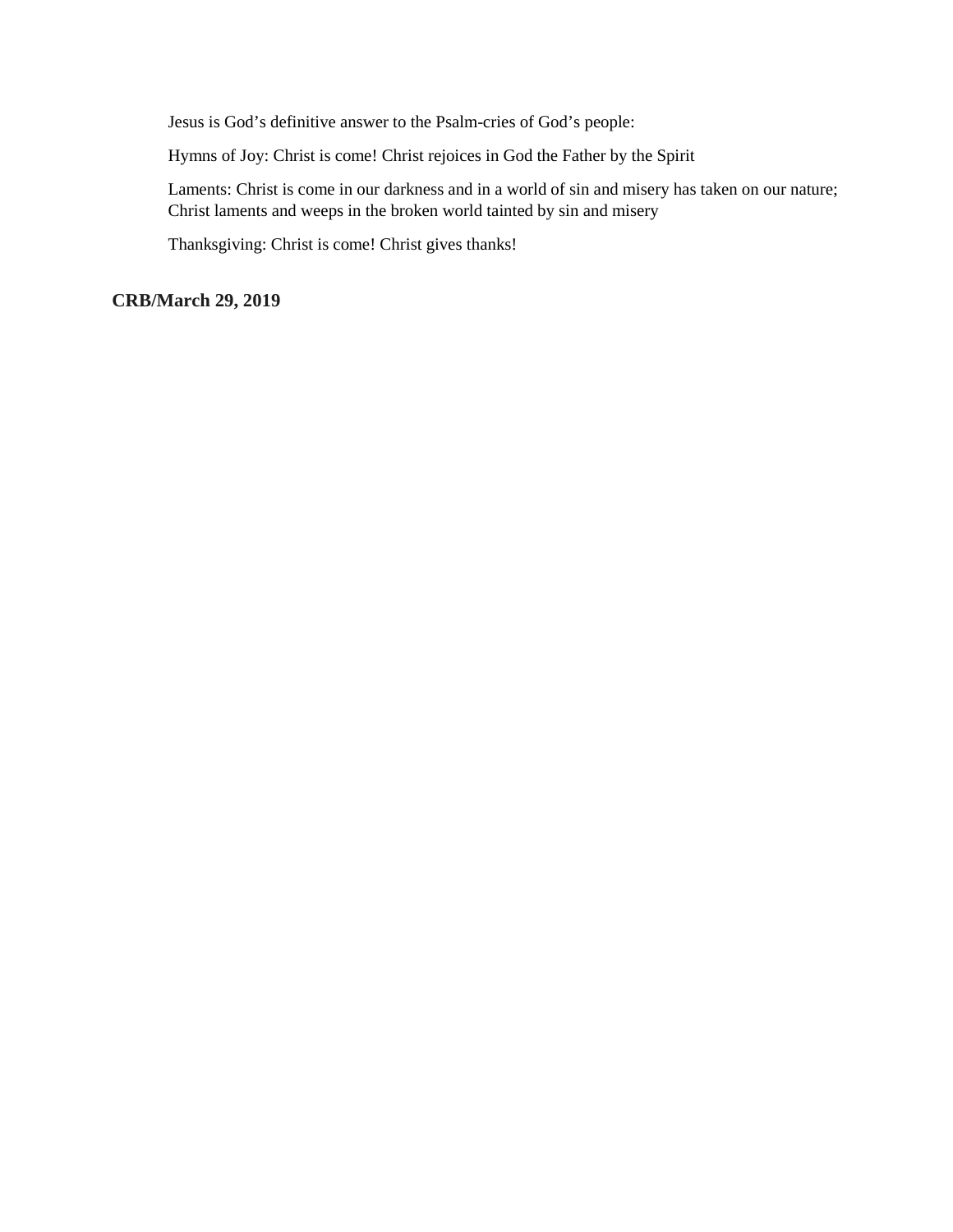Jesus is God's definitive answer to the Psalm-cries of God's people:

Hymns of Joy: Christ is come! Christ rejoices in God the Father by the Spirit

Laments: Christ is come in our darkness and in a world of sin and misery has taken on our nature; Christ laments and weeps in the broken world tainted by sin and misery

Thanksgiving: Christ is come! Christ gives thanks!

**CRB/March 29, 2019**